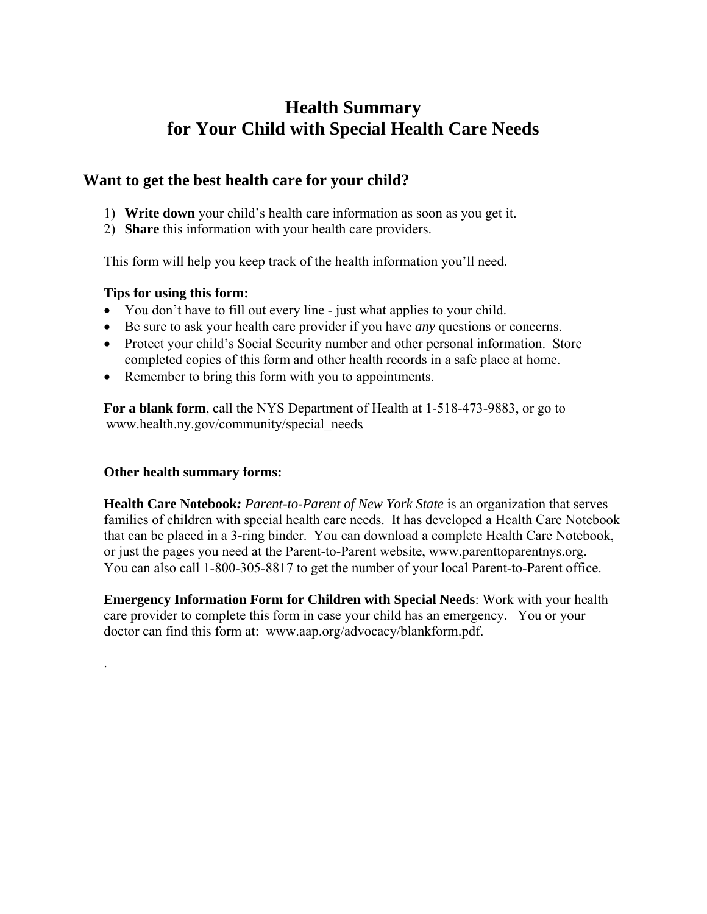# Health Summary
# for Your Child with Special Health Care Needs

## Want to get the best health care for your child?

1) **Write down** your child's health care information as soon as you get it.
2) **Share** this information with your health care providers.

This form will help you keep track of the health information you'll need.

**Tips for using this form:**

- You don't have to fill out every line - just what applies to your child.
- Be sure to ask your health care provider if you have *any* questions or concerns.
- Protect your child's Social Security number and other personal information. Store completed copies of this form and other health records in a safe place at home.
- Remember to bring this form with you to appointments.

**For a blank form**, call the NYS Department of Health at 1-518-473-9883, or go to www.health.ny.gov/community/special_needs.

**Other health summary forms:**

**Health Care Notebook:** *Parent-to-Parent of New York State* is an organization that serves families of children with special health care needs. It has developed a Health Care Notebook that can be placed in a 3-ring binder. You can download a complete Health Care Notebook, or just the pages you need at the Parent-to-Parent website, www.parenttoparentnys.org. You can also call 1-800-305-8817 to get the number of your local Parent-to-Parent office.

**Emergency Information Form for Children with Special Needs**: Work with your health care provider to complete this form in case your child has an emergency. You or your doctor can find this form at: www.aap.org/advocacy/blankform.pdf.

.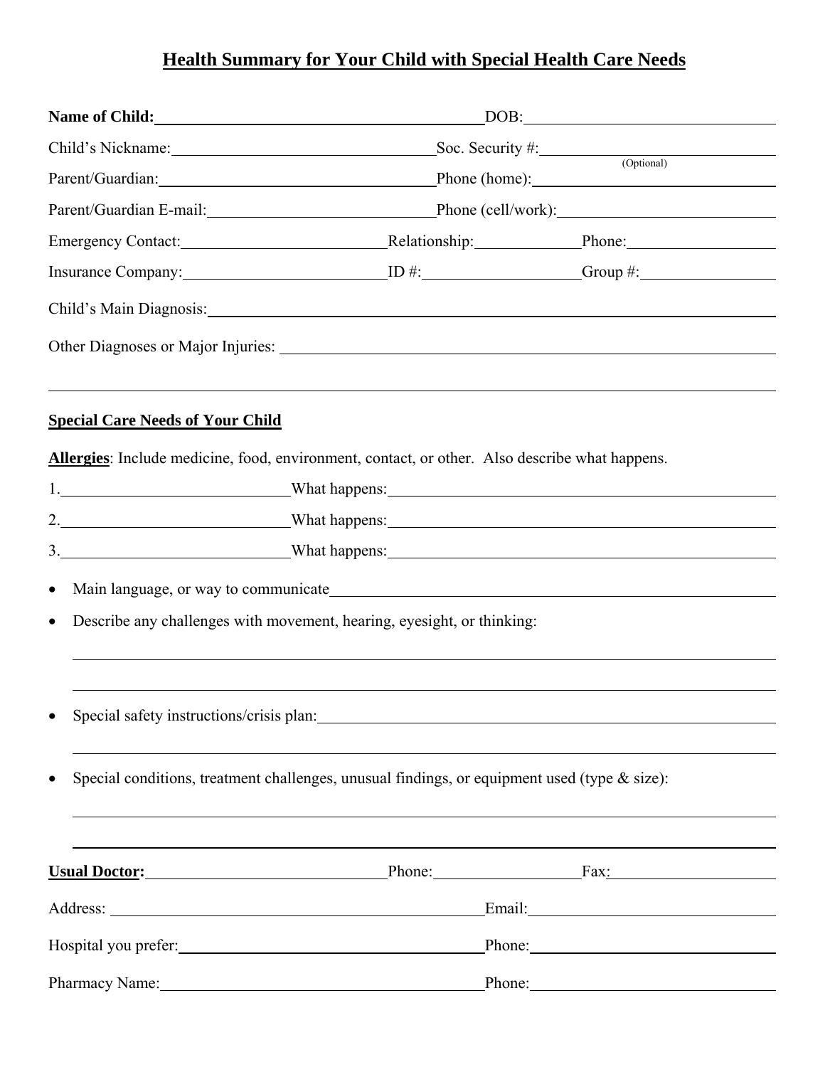# Health Summary for Your Child with Special Health Care Needs

**Name of Child:** ______________________________ DOB: ______________________

Child's Nickname: ______________________________ Soc. Security #: ______________________
(Optional)

Parent/Guardian: ______________________________ Phone (home): ______________________

Parent/Guardian E-mail: ______________________________ Phone (cell/work): ______________________

Emergency Contact: ____________________ Relationship: ______________ Phone: ______________

Insurance Company: ____________________ ID #: ______________ Group #: ______________

Child's Main Diagnosis: ____________________________________________________________

Other Diagnoses or Major Injuries: ____________________________________________________________

____________________________________________________________

## Special Care Needs of Your Child

**Allergies**: Include medicine, food, environment, contact, or other. Also describe what happens.

1. ______________________ What happens: ______________________________________
2. ______________________ What happens: ______________________________________
3. ______________________ What happens: ______________________________________

- Main language, or way to communicate ______________________________________
- Describe any challenges with movement, hearing, eyesight, or thinking:

  ____________________________________________________________

  ____________________________________________________________

- Special safety instructions/crisis plan: ______________________________________

  ____________________________________________________________

- Special conditions, treatment challenges, unusual findings, or equipment used (type & size):

  ____________________________________________________________

  ____________________________________________________________

**Usual Doctor:** ______________________ Phone: ______________ Fax: ______________

Address: ______________________________ Email: ______________________

Hospital you prefer: ______________________________ Phone: ______________________

Pharmacy Name: ______________________________ Phone: ______________________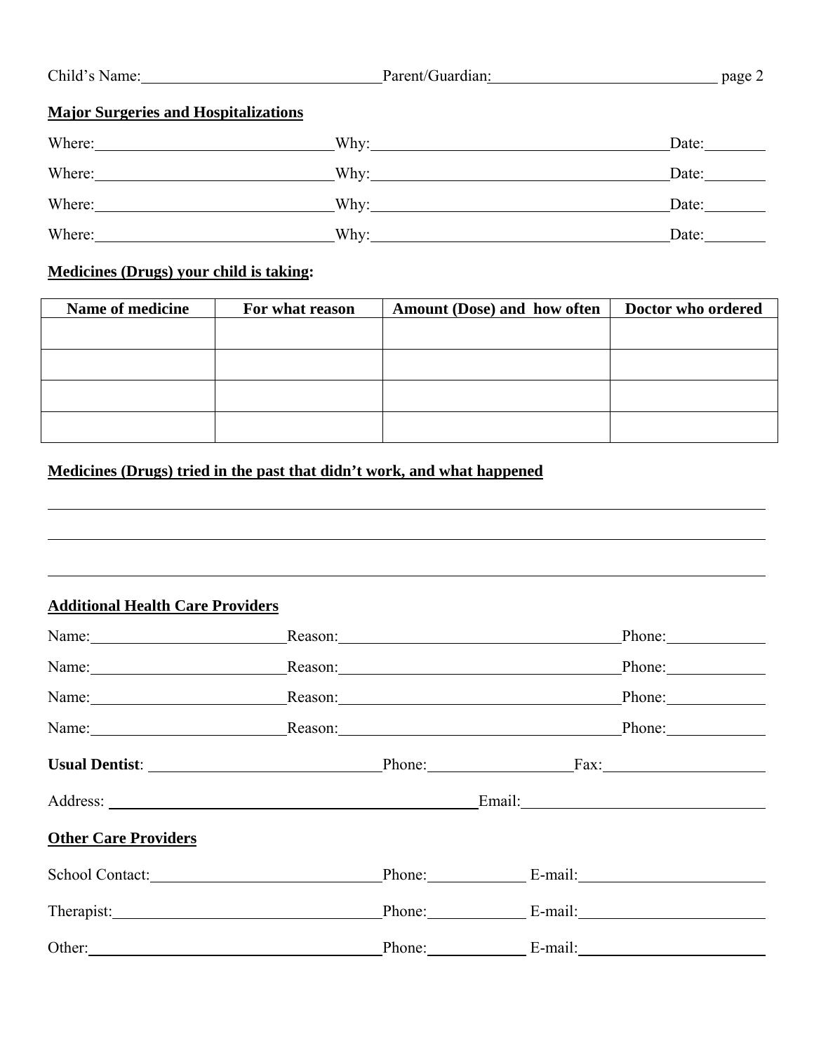Child's Name:______________________________ Parent/Guardian:____________________________ page 2

**Major Surgeries and Hospitalizations**

Where:______________________________ Why:______________________________________ Date:________

Where:______________________________ Why:______________________________________ Date:________

Where:______________________________ Why:______________________________________ Date:________

Where:______________________________ Why:______________________________________ Date:________

**Medicines (Drugs) your child is taking:**

| Name of medicine | For what reason | Amount (Dose) and how often | Doctor who ordered |
|---|---|---|---|
| | | | |
| | | | |
| | | | |
| | | | |

**Medicines (Drugs) tried in the past that didn't work, and what happened**

_______________________________________________________________________________

_______________________________________________________________________________

_______________________________________________________________________________

**Additional Health Care Providers**

Name:________________________ Reason:____________________________________ Phone:____________

Name:________________________ Reason:____________________________________ Phone:____________

Name:________________________ Reason:____________________________________ Phone:____________

Name:________________________ Reason:____________________________________ Phone:____________

**Usual Dentist**: ______________________________ Phone:___________________ Fax:____________________

Address: _________________________________________________ Email:______________________________

**Other Care Providers**

School Contact:_____________________________ Phone:____________ E-mail:______________________

Therapist:__________________________________ Phone:____________ E-mail:______________________

Other:______________________________________ Phone:____________ E-mail:______________________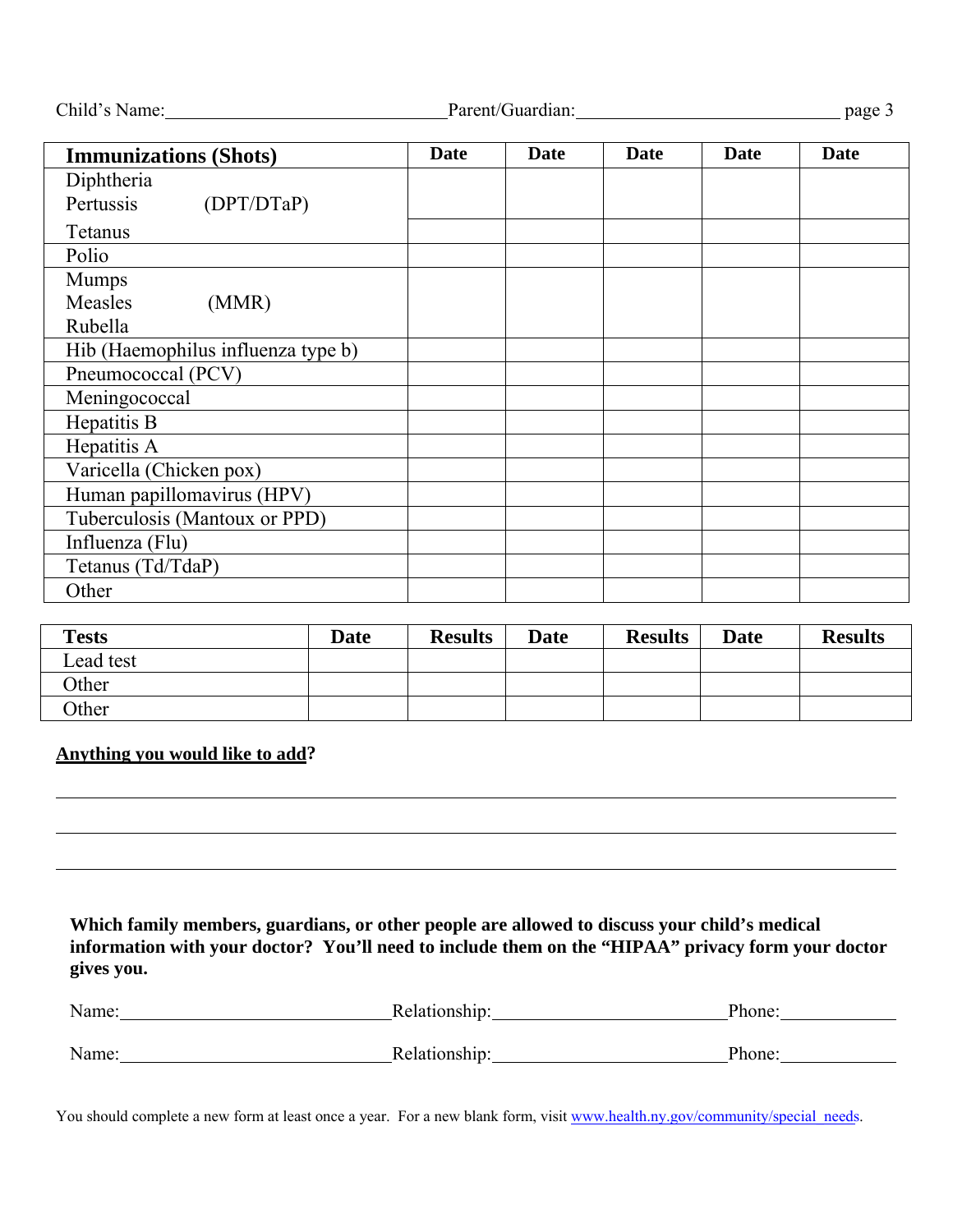Child's Name:_______________________________ Parent/Guardian:______________________________

| Immunizations (Shots) | Date | Date | Date | Date | Date |
|---|---|---|---|---|---|
| Diphtheria<br>Pertussis (DPT/DTaP)<br>Tetanus | | | | | |
| Polio | | | | | |
| Mumps<br>Measles (MMR)<br>Rubella | | | | | |
| Hib (Haemophilus influenza type b) | | | | | |
| Pneumococcal (PCV) | | | | | |
| Meningococcal | | | | | |
| Hepatitis B | | | | | |
| Hepatitis A | | | | | |
| Varicella (Chicken pox) | | | | | |
| Human papillomavirus (HPV) | | | | | |
| Tuberculosis (Mantoux or PPD) | | | | | |
| Influenza (Flu) | | | | | |
| Tetanus (Td/TdaP) | | | | | |
| Other | | | | | |

| Tests | Date | Results | Date | Results | Date | Results |
|---|---|---|---|---|---|---|
| Lead test | | | | | | |
| Other | | | | | | |
| Other | | | | | | |

**Anything you would like to add?**

________________________________________________________________________

________________________________________________________________________

________________________________________________________________________

**Which family members, guardians, or other people are allowed to discuss your child's medical information with your doctor? You'll need to include them on the "HIPAA" privacy form your doctor gives you.**

Name:_____________________________ Relationship:_________________________ Phone:____________

Name:_____________________________ Relationship:_________________________ Phone:____________

You should complete a new form at least once a year. For a new blank form, visit www.health.ny.gov/community/special_needs.